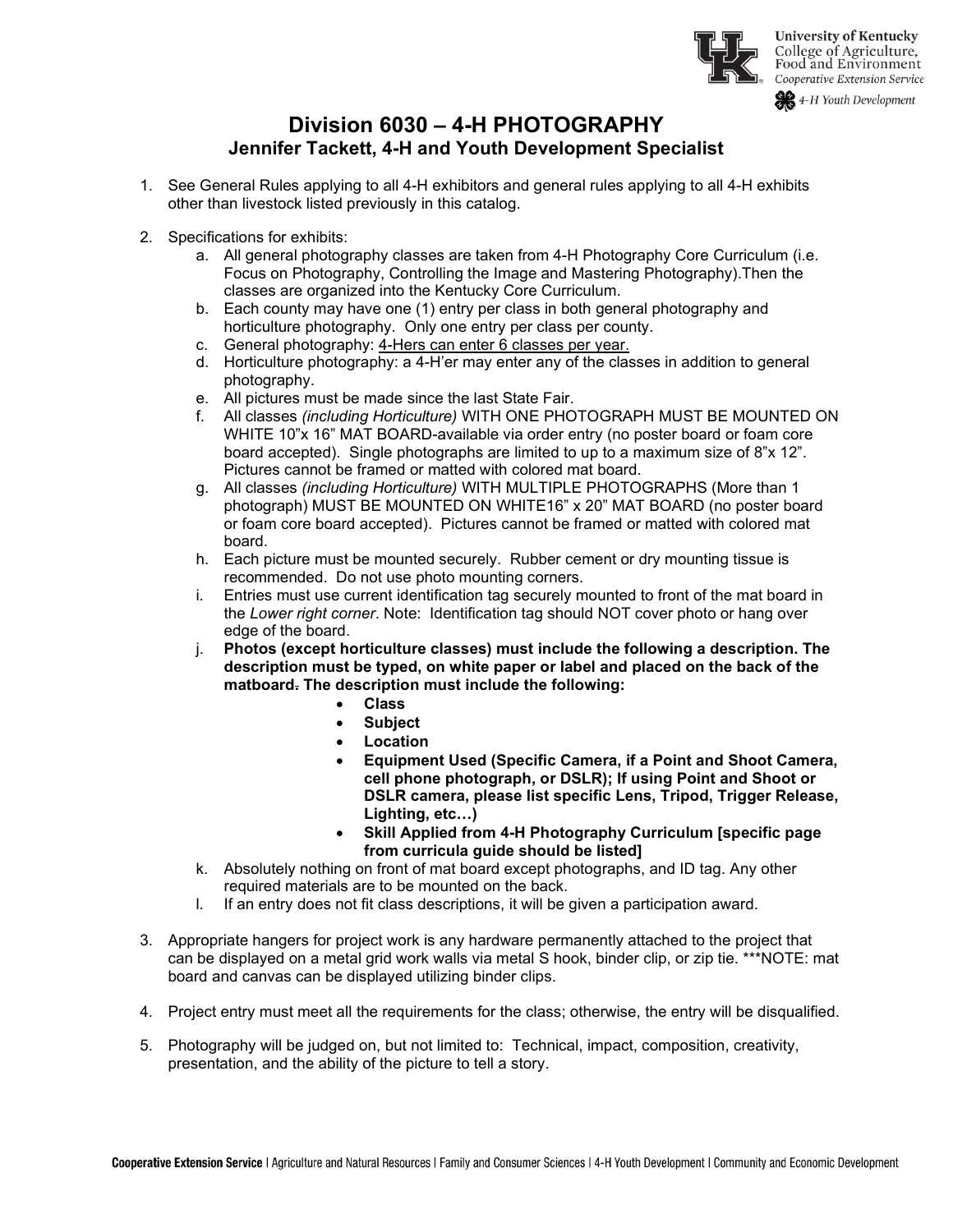# Division 6030 – 4-H PHOTOGRAPHY

## Jennifer Tackett, 4-H and Youth Development Specialist

1. See General Rules applying to all 4-H exhibitors and general rules applying to all 4-H exhibits other than livestock listed previously in this catalog.

2. Specifications for exhibits:
   a. All general photography classes are taken from 4-H Photography Core Curriculum (i.e. Focus on Photography, Controlling the Image and Mastering Photography).Then the classes are organized into the Kentucky Core Curriculum.
   b. Each county may have one (1) entry per class in both general photography and horticulture photography. Only one entry per class per county.
   c. General photography: 4-Hers can enter 6 classes per year.
   d. Horticulture photography: a 4-H'er may enter any of the classes in addition to general photography.
   e. All pictures must be made since the last State Fair.
   f. All classes *(including Horticulture)* WITH ONE PHOTOGRAPH MUST BE MOUNTED ON WHITE 10"x 16" MAT BOARD-available via order entry (no poster board or foam core board accepted). Single photographs are limited to up to a maximum size of 8"x 12". Pictures cannot be framed or matted with colored mat board.
   g. All classes *(including Horticulture)* WITH MULTIPLE PHOTOGRAPHS (More than 1 photograph) MUST BE MOUNTED ON WHITE16" x 20" MAT BOARD (no poster board or foam core board accepted). Pictures cannot be framed or matted with colored mat board.
   h. Each picture must be mounted securely. Rubber cement or dry mounting tissue is recommended. Do not use photo mounting corners.
   i. Entries must use current identification tag securely mounted to front of the mat board in the *Lower right corner*. Note: Identification tag should NOT cover photo or hang over edge of the board.
   j. **Photos (except horticulture classes) must include the following a description. The description must be typed, on white paper or label and placed on the back of the matboard. The description must include the following:**
      - **Class**
      - **Subject**
      - **Location**
      - **Equipment Used (Specific Camera, if a Point and Shoot Camera, cell phone photograph, or DSLR); If using Point and Shoot or DSLR camera, please list specific Lens, Tripod, Trigger Release, Lighting, etc…)**
      - **Skill Applied from 4-H Photography Curriculum [specific page from curricula guide should be listed]**
   k. Absolutely nothing on front of mat board except photographs, and ID tag. Any other required materials are to be mounted on the back.
   l. If an entry does not fit class descriptions, it will be given a participation award.

3. Appropriate hangers for project work is any hardware permanently attached to the project that can be displayed on a metal grid work walls via metal S hook, binder clip, or zip tie. ***NOTE: mat board and canvas can be displayed utilizing binder clips.

4. Project entry must meet all the requirements for the class; otherwise, the entry will be disqualified.

5. Photography will be judged on, but not limited to: Technical, impact, composition, creativity, presentation, and the ability of the picture to tell a story.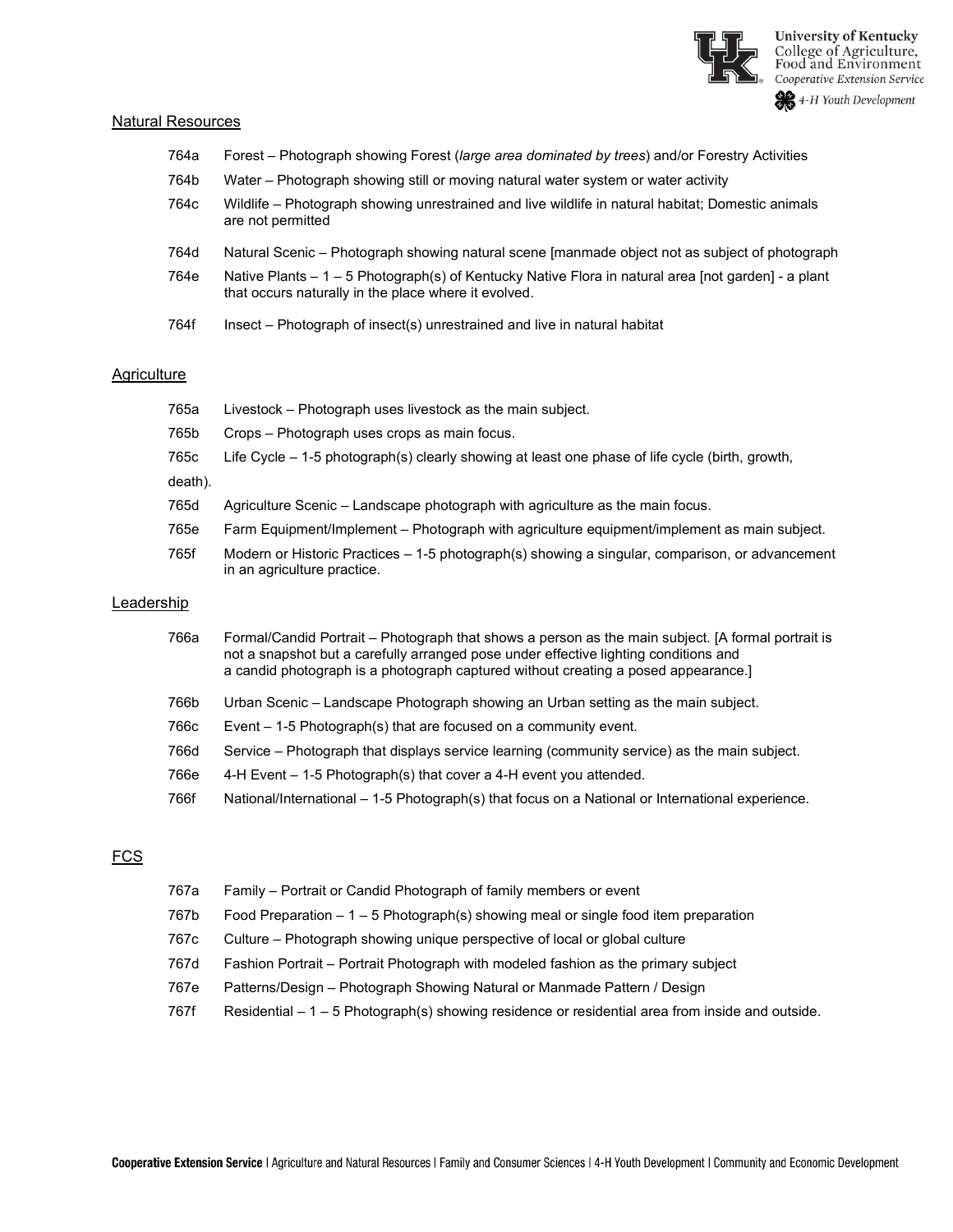## Natural Resources

- 764a Forest – Photograph showing Forest (*large area dominated by trees*) and/or Forestry Activities
- 764b Water – Photograph showing still or moving natural water system or water activity
- 764c Wildlife – Photograph showing unrestrained and live wildlife in natural habitat; Domestic animals are not permitted
- 764d Natural Scenic – Photograph showing natural scene [manmade object not as subject of photograph
- 764e Native Plants – 1 – 5 Photograph(s) of Kentucky Native Flora in natural area [not garden] - a plant that occurs naturally in the place where it evolved.
- 764f Insect – Photograph of insect(s) unrestrained and live in natural habitat

## Agriculture

- 765a Livestock – Photograph uses livestock as the main subject.
- 765b Crops – Photograph uses crops as main focus.
- 765c Life Cycle – 1-5 photograph(s) clearly showing at least one phase of life cycle (birth, growth, death).
- 765d Agriculture Scenic – Landscape photograph with agriculture as the main focus.
- 765e Farm Equipment/Implement – Photograph with agriculture equipment/implement as main subject.
- 765f Modern or Historic Practices – 1-5 photograph(s) showing a singular, comparison, or advancement in an agriculture practice.

## Leadership

- 766a Formal/Candid Portrait – Photograph that shows a person as the main subject. [A formal portrait is not a snapshot but a carefully arranged pose under effective lighting conditions and a candid photograph is a photograph captured without creating a posed appearance.]
- 766b Urban Scenic – Landscape Photograph showing an Urban setting as the main subject.
- 766c Event – 1-5 Photograph(s) that are focused on a community event.
- 766d Service – Photograph that displays service learning (community service) as the main subject.
- 766e 4-H Event – 1-5 Photograph(s) that cover a 4-H event you attended.
- 766f National/International – 1-5 Photograph(s) that focus on a National or International experience.

## FCS

- 767a Family – Portrait or Candid Photograph of family members or event
- 767b Food Preparation – 1 – 5 Photograph(s) showing meal or single food item preparation
- 767c Culture – Photograph showing unique perspective of local or global culture
- 767d Fashion Portrait – Portrait Photograph with modeled fashion as the primary subject
- 767e Patterns/Design – Photograph Showing Natural or Manmade Pattern / Design
- 767f Residential – 1 – 5 Photograph(s) showing residence or residential area from inside and outside.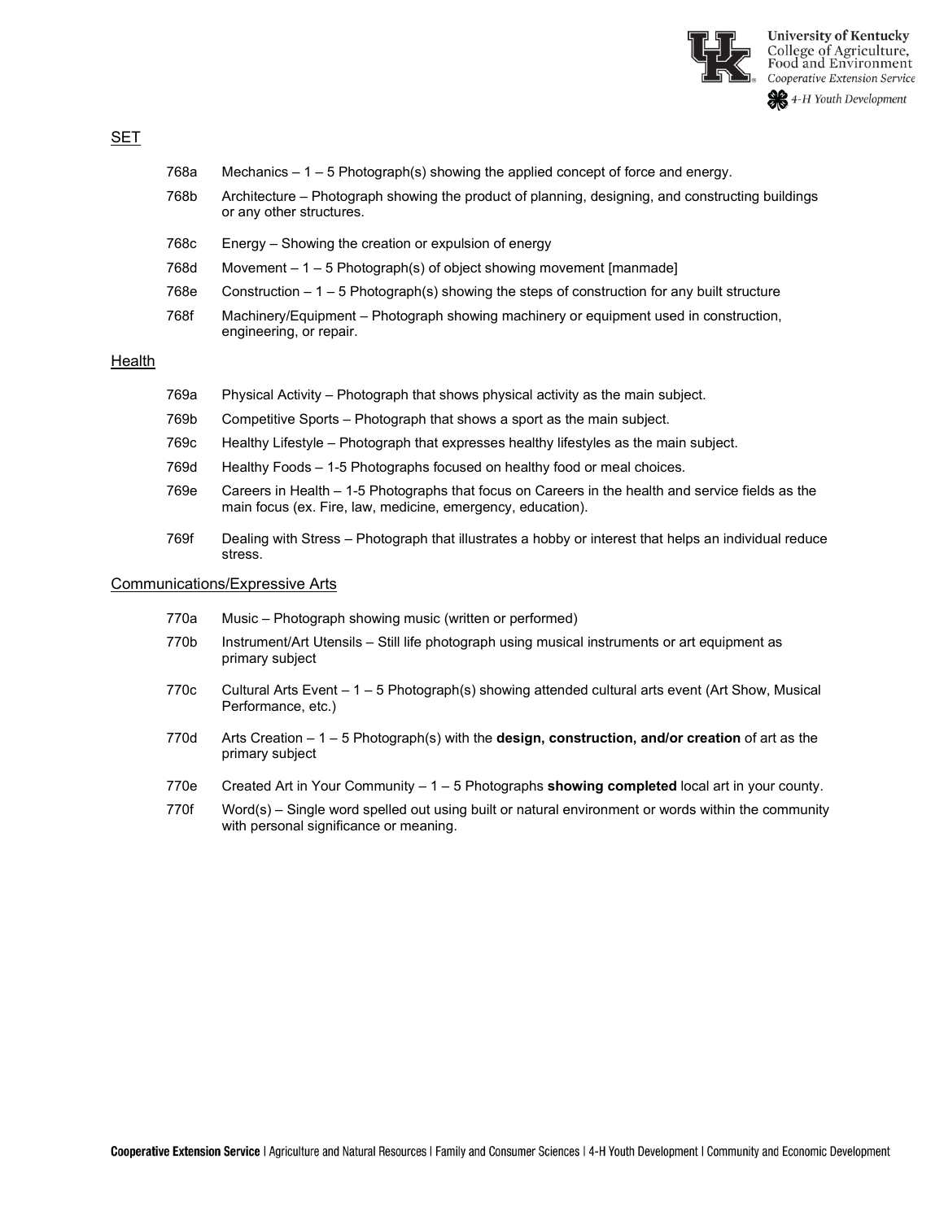## SET

- 768a Mechanics – 1 – 5 Photograph(s) showing the applied concept of force and energy.
- 768b Architecture – Photograph showing the product of planning, designing, and constructing buildings or any other structures.
- 768c Energy – Showing the creation or expulsion of energy
- 768d Movement – 1 – 5 Photograph(s) of object showing movement [manmade]
- 768e Construction – 1 – 5 Photograph(s) showing the steps of construction for any built structure
- 768f Machinery/Equipment – Photograph showing machinery or equipment used in construction, engineering, or repair.

## Health

- 769a Physical Activity – Photograph that shows physical activity as the main subject.
- 769b Competitive Sports – Photograph that shows a sport as the main subject.
- 769c Healthy Lifestyle – Photograph that expresses healthy lifestyles as the main subject.
- 769d Healthy Foods – 1-5 Photographs focused on healthy food or meal choices.
- 769e Careers in Health – 1-5 Photographs that focus on Careers in the health and service fields as the main focus (ex. Fire, law, medicine, emergency, education).
- 769f Dealing with Stress – Photograph that illustrates a hobby or interest that helps an individual reduce stress.

## Communications/Expressive Arts

- 770a Music – Photograph showing music (written or performed)
- 770b Instrument/Art Utensils – Still life photograph using musical instruments or art equipment as primary subject
- 770c Cultural Arts Event – 1 – 5 Photograph(s) showing attended cultural arts event (Art Show, Musical Performance, etc.)
- 770d Arts Creation – 1 – 5 Photograph(s) with the **design, construction, and/or creation** of art as the primary subject
- 770e Created Art in Your Community – 1 – 5 Photographs **showing completed** local art in your county.
- 770f Word(s) – Single word spelled out using built or natural environment or words within the community with personal significance or meaning.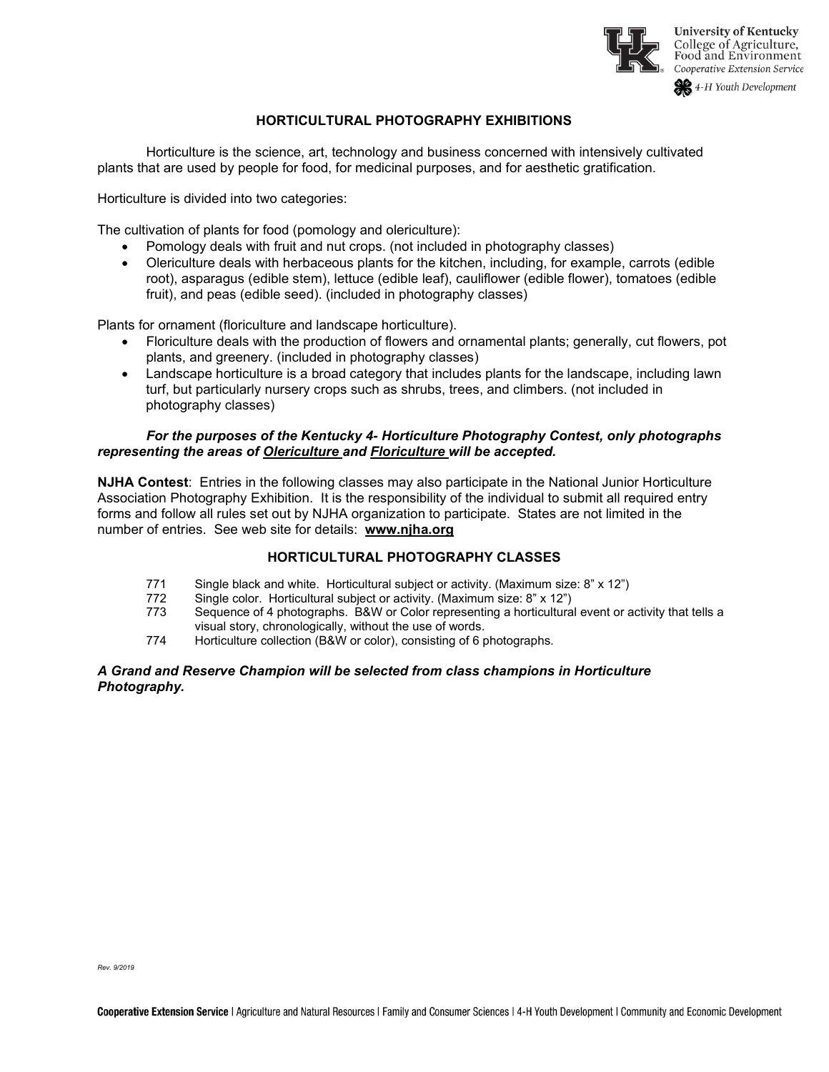## HORTICULTURAL PHOTOGRAPHY EXHIBITIONS

Horticulture is the science, art, technology and business concerned with intensively cultivated plants that are used by people for food, for medicinal purposes, and for aesthetic gratification.

Horticulture is divided into two categories:

The cultivation of plants for food (pomology and olericulture):

- Pomology deals with fruit and nut crops. (not included in photography classes)
- Olericulture deals with herbaceous plants for the kitchen, including, for example, carrots (edible root), asparagus (edible stem), lettuce (edible leaf), cauliflower (edible flower), tomatoes (edible fruit), and peas (edible seed). (included in photography classes)

Plants for ornament (floriculture and landscape horticulture).

- Floriculture deals with the production of flowers and ornamental plants; generally, cut flowers, pot plants, and greenery. (included in photography classes)
- Landscape horticulture is a broad category that includes plants for the landscape, including lawn turf, but particularly nursery crops such as shrubs, trees, and climbers. (not included in photography classes)

***For the purposes of the Kentucky 4- Horticulture Photography Contest, only photographs representing the areas of Olericulture and Floriculture will be accepted.***

**NJHA Contest**: Entries in the following classes may also participate in the National Junior Horticulture Association Photography Exhibition. It is the responsibility of the individual to submit all required entry forms and follow all rules set out by NJHA organization to participate. States are not limited in the number of entries. See web site for details: **www.njha.org**

## HORTICULTURAL PHOTOGRAPHY CLASSES

771 Single black and white. Horticultural subject or activity. (Maximum size: 8" x 12")

772 Single color. Horticultural subject or activity. (Maximum size: 8" x 12")

773 Sequence of 4 photographs. B&W or Color representing a horticultural event or activity that tells a visual story, chronologically, without the use of words.

774 Horticulture collection (B&W or color), consisting of 6 photographs.

***A Grand and Reserve Champion will be selected from class champions in Horticulture Photography.***

*Rev. 9/2019*